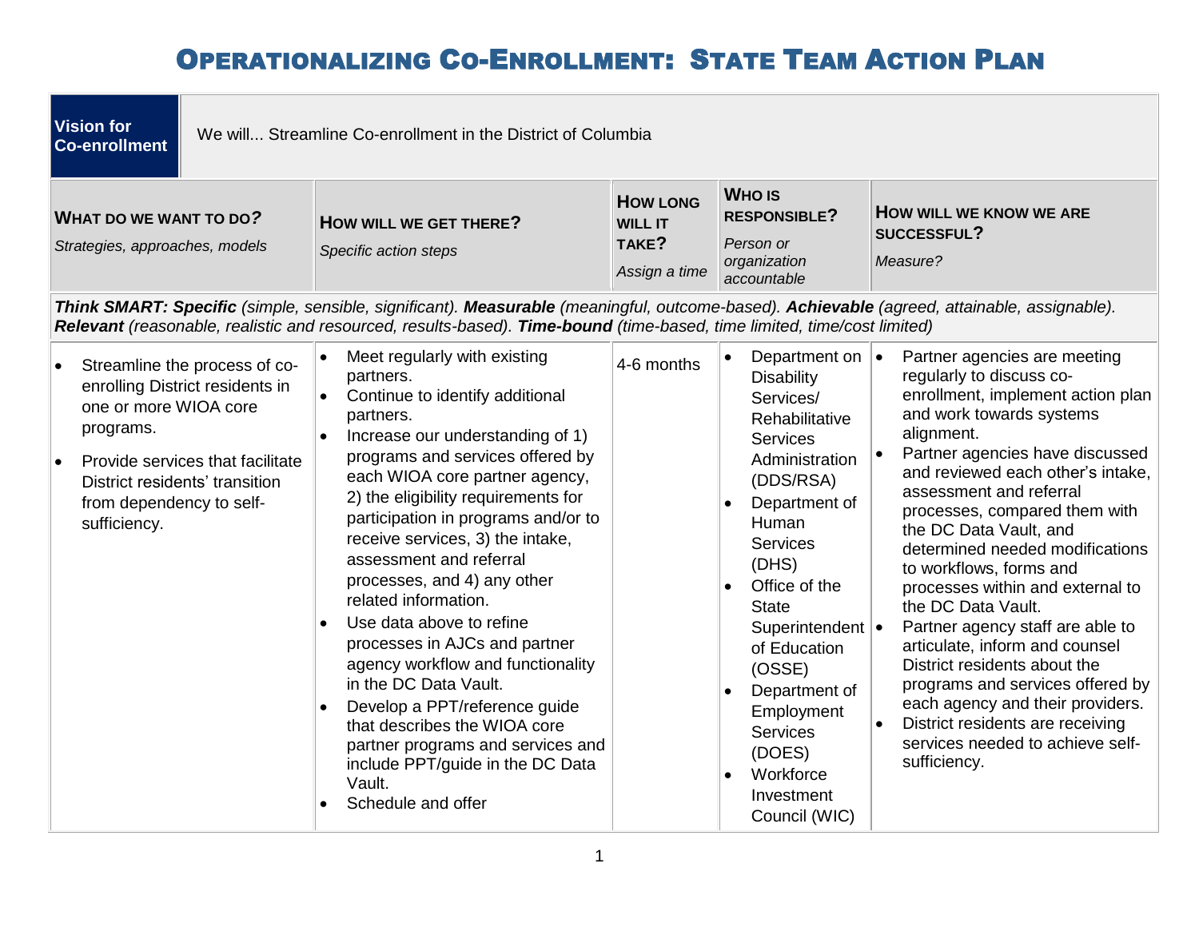# Operationalizing Co-Enrollment: State Team Action Plan

| **Vision for Co-enrollment** | We will... Streamline Co-enrollment in the District of Columbia | | | |
|---|---|---|---|---|
| **What do we want to do?** *Strategies, approaches, models* | **How will we get there?** *Specific action steps* | **How long will it take?** *Assign a time* | **Who is responsible?** *Person or organization accountable* | **How will we know we are successful?** *Measure?* |
| ***Think SMART: Specific** (simple, sensible, significant). **Measurable** (meaningful, outcome-based). **Achievable** (agreed, attainable, assignable). **Relevant** (reasonable, realistic and resourced, results-based). **Time-bound** (time-based, time limited, time/cost limited)* | | | | |
| • Streamline the process of co-enrolling District residents in one or more WIOA core programs.<br>• Provide services that facilitate District residents' transition from dependency to self-sufficiency. | • Meet regularly with existing partners.<br>• Continue to identify additional partners.<br>• Increase our understanding of 1) programs and services offered by each WIOA core partner agency, 2) the eligibility requirements for participation in programs and/or to receive services, 3) the intake, assessment and referral processes, and 4) any other related information.<br>• Use data above to refine processes in AJCs and partner agency workflow and functionality in the DC Data Vault.<br>• Develop a PPT/reference guide that describes the WIOA core partner programs and services and include PPT/guide in the DC Data Vault.<br>• Schedule and offer | 4-6 months | • Department on Disability Services/ Rehabilitative Services Administration (DDS/RSA)<br>• Department of Human Services (DHS)<br>• Office of the State Superintendent of Education (OSSE)<br>• Department of Employment Services (DOES)<br>• Workforce Investment Council (WIC) | • Partner agencies are meeting regularly to discuss co-enrollment, implement action plan and work towards systems alignment.<br>• Partner agencies have discussed and reviewed each other's intake, assessment and referral processes, compared them with the DC Data Vault, and determined needed modifications to workflows, forms and processes within and external to the DC Data Vault.<br>• Partner agency staff are able to articulate, inform and counsel District residents about the programs and services offered by each agency and their providers.<br>• District residents are receiving services needed to achieve self-sufficiency. |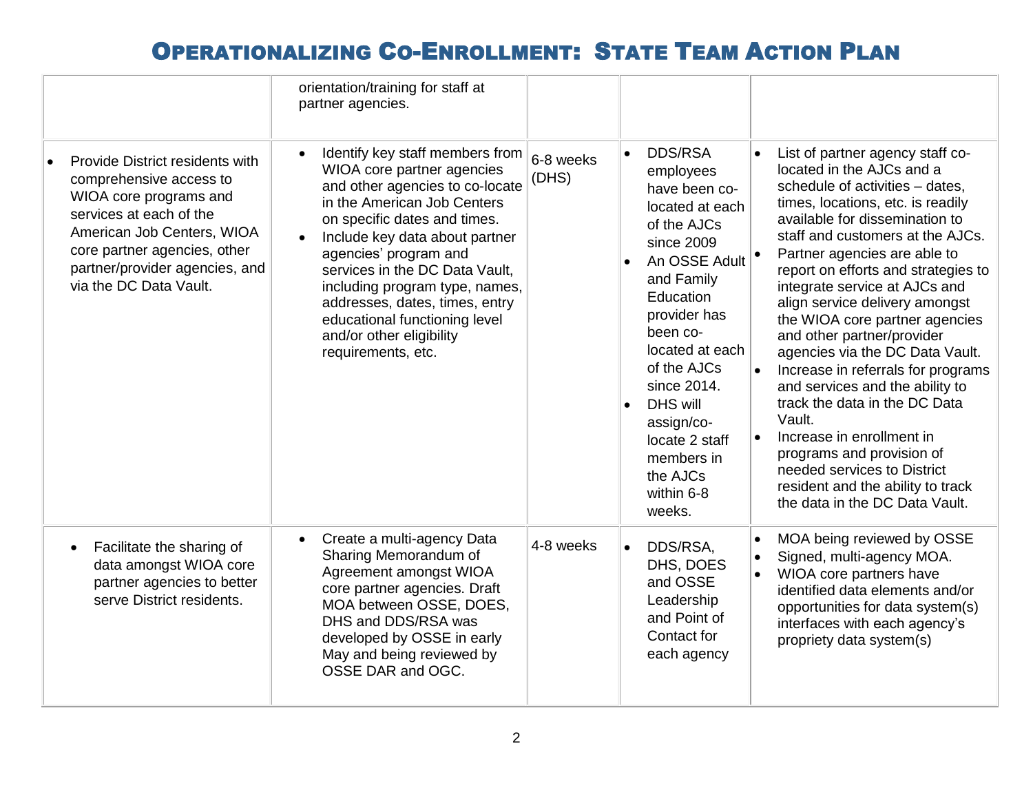# Operationalizing Co-Enrollment: State Team Action Plan

| | | | | |
|---|---|---|---|---|
| | orientation/training for staff at partner agencies. | | | |
| • Provide District residents with comprehensive access to WIOA core programs and services at each of the American Job Centers, WIOA core partner agencies, other partner/provider agencies, and via the DC Data Vault. | • Identify key staff members from WIOA core partner agencies and other agencies to co-locate in the American Job Centers on specific dates and times.<br>• Include key data about partner agencies' program and services in the DC Data Vault, including program type, names, addresses, dates, times, entry educational functioning level and/or other eligibility requirements, etc. | 6-8 weeks (DHS) | • DDS/RSA employees have been co-located at each of the AJCs since 2009<br>• An OSSE Adult and Family Education provider has been co-located at each of the AJCs since 2014.<br>• DHS will assign/co-locate 2 staff members in the AJCs within 6-8 weeks. | • List of partner agency staff co-located in the AJCs and a schedule of activities – dates, times, locations, etc. is readily available for dissemination to staff and customers at the AJCs.<br>• Partner agencies are able to report on efforts and strategies to integrate service at AJCs and align service delivery amongst the WIOA core partner agencies and other partner/provider agencies via the DC Data Vault.<br>• Increase in referrals for programs and services and the ability to track the data in the DC Data Vault.<br>• Increase in enrollment in programs and provision of needed services to District resident and the ability to track the data in the DC Data Vault. |
| • Facilitate the sharing of data amongst WIOA core partner agencies to better serve District residents. | • Create a multi-agency Data Sharing Memorandum of Agreement amongst WIOA core partner agencies. Draft MOA between OSSE, DOES, DHS and DDS/RSA was developed by OSSE in early May and being reviewed by OSSE DAR and OGC. | 4-8 weeks | • DDS/RSA, DHS, DOES and OSSE Leadership and Point of Contact for each agency | • MOA being reviewed by OSSE<br>• Signed, multi-agency MOA.<br>• WIOA core partners have identified data elements and/or opportunities for data system(s) interfaces with each agency's propriety data system(s) |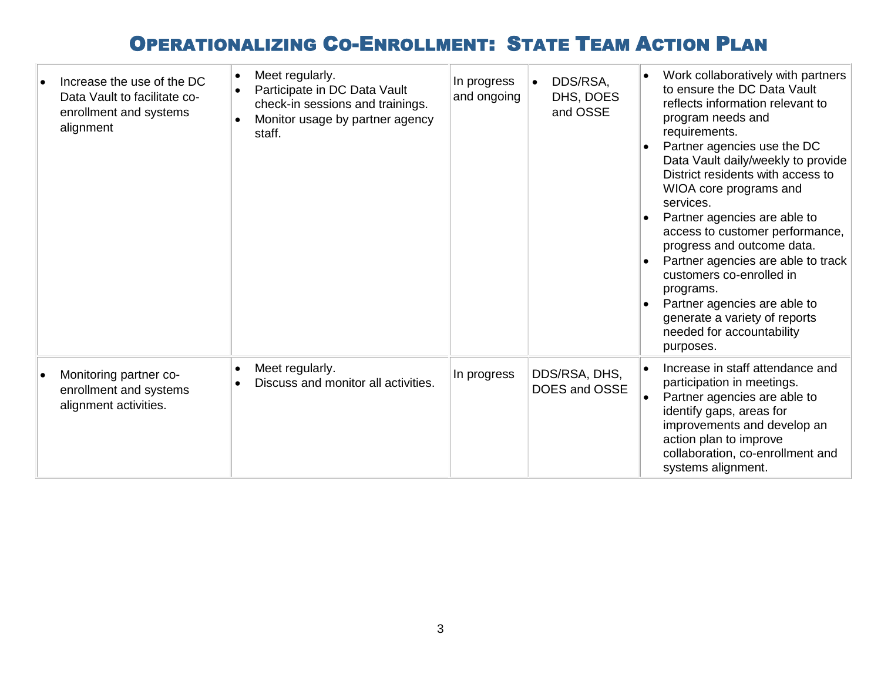# Operationalizing Co-Enrollment: State Team Action Plan

| | | | | |
|---|---|---|---|---|
| • Increase the use of the DC Data Vault to facilitate co-enrollment and systems alignment | • Meet regularly.<br>• Participate in DC Data Vault check-in sessions and trainings.<br>• Monitor usage by partner agency staff. | In progress and ongoing | • DDS/RSA, DHS, DOES and OSSE | • Work collaboratively with partners to ensure the DC Data Vault reflects information relevant to program needs and requirements.<br>• Partner agencies use the DC Data Vault daily/weekly to provide District residents with access to WIOA core programs and services.<br>• Partner agencies are able to access to customer performance, progress and outcome data.<br>• Partner agencies are able to track customers co-enrolled in programs.<br>• Partner agencies are able to generate a variety of reports needed for accountability purposes. |
| • Monitoring partner co-enrollment and systems alignment activities. | • Meet regularly.<br>• Discuss and monitor all activities. | In progress | DDS/RSA, DHS, DOES and OSSE | • Increase in staff attendance and participation in meetings.<br>• Partner agencies are able to identify gaps, areas for improvements and develop an action plan to improve collaboration, co-enrollment and systems alignment. |